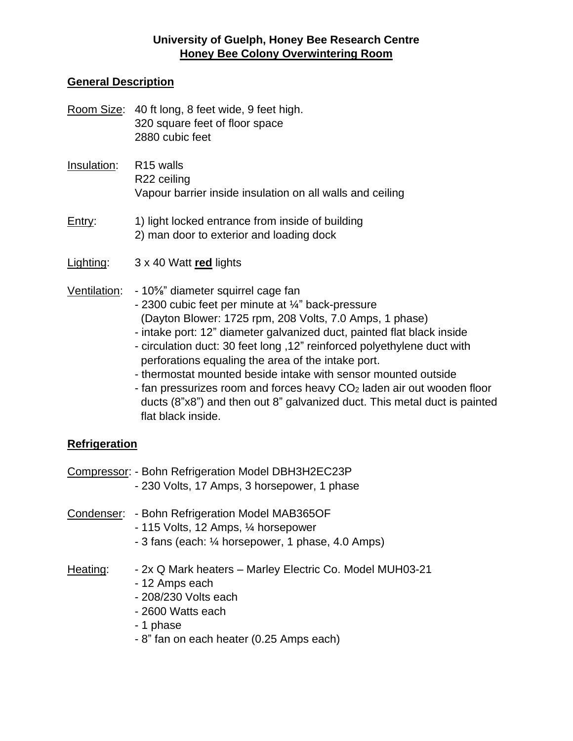**University of Guelph, Honey Bee Research Centre**
**Honey Bee Colony Overwintering Room**

## General Description

Room Size: 40 ft long, 8 feet wide, 9 feet high.
320 square feet of floor space
2880 cubic feet

Insulation: R15 walls
R22 ceiling
Vapour barrier inside insulation on all walls and ceiling

Entry: 1) light locked entrance from inside of building
2) man door to exterior and loading dock

Lighting: 3 x 40 Watt **red** lights

Ventilation:
- 10⅝" diameter squirrel cage fan
- 2300 cubic feet per minute at ¼" back-pressure (Dayton Blower: 1725 rpm, 208 Volts, 7.0 Amps, 1 phase)
- intake port: 12" diameter galvanized duct, painted flat black inside
- circulation duct: 30 feet long ,12" reinforced polyethylene duct with perforations equaling the area of the intake port.
- thermostat mounted beside intake with sensor mounted outside
- fan pressurizes room and forces heavy $CO_2$ laden air out wooden floor ducts (8"x8") and then out 8" galvanized duct. This metal duct is painted flat black inside.

## Refrigeration

Compressor:
- Bohn Refrigeration Model DBH3H2EC23P
- 230 Volts, 17 Amps, 3 horsepower, 1 phase

Condenser:
- Bohn Refrigeration Model MAB365OF
- 115 Volts, 12 Amps, ¼ horsepower
- 3 fans (each: ¼ horsepower, 1 phase, 4.0 Amps)

Heating:
- 2x Q Mark heaters – Marley Electric Co. Model MUH03-21
- 12 Amps each
- 208/230 Volts each
- 2600 Watts each
- 1 phase
- 8" fan on each heater (0.25 Amps each)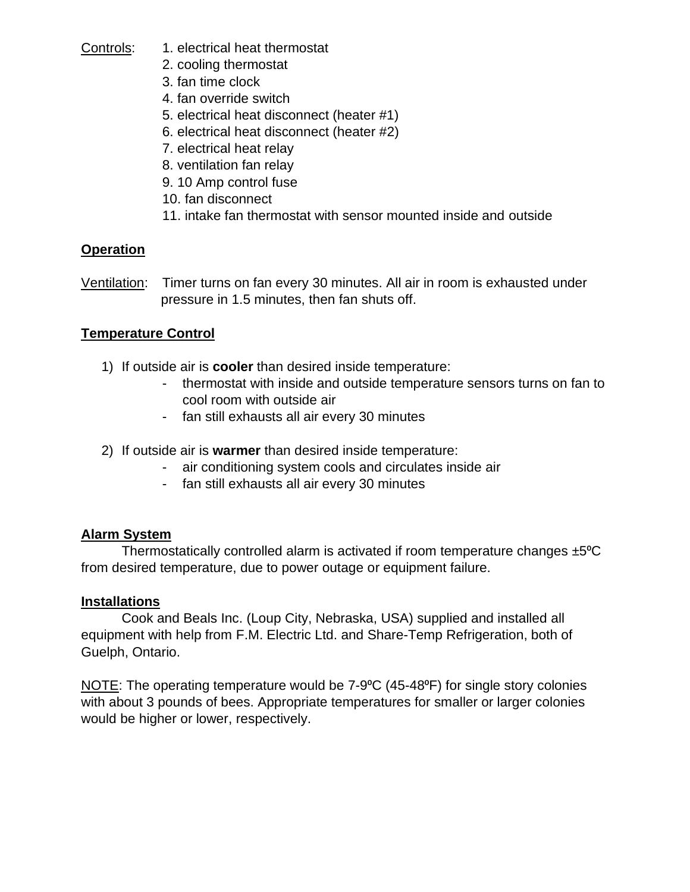Controls:

1. electrical heat thermostat
2. cooling thermostat
3. fan time clock
4. fan override switch
5. electrical heat disconnect (heater #1)
6. electrical heat disconnect (heater #2)
7. electrical heat relay
8. ventilation fan relay
9. 10 Amp control fuse
10. fan disconnect
11. intake fan thermostat with sensor mounted inside and outside

## Operation

Ventilation: Timer turns on fan every 30 minutes. All air in room is exhausted under pressure in 1.5 minutes, then fan shuts off.

## Temperature Control

1) If outside air is **cooler** than desired inside temperature:
   - thermostat with inside and outside temperature sensors turns on fan to cool room with outside air
   - fan still exhausts all air every 30 minutes

2) If outside air is **warmer** than desired inside temperature:
   - air conditioning system cools and circulates inside air
   - fan still exhausts all air every 30 minutes

## Alarm System

Thermostatically controlled alarm is activated if room temperature changes ±5ºC from desired temperature, due to power outage or equipment failure.

## Installations

Cook and Beals Inc. (Loup City, Nebraska, USA) supplied and installed all equipment with help from F.M. Electric Ltd. and Share-Temp Refrigeration, both of Guelph, Ontario.

NOTE: The operating temperature would be 7-9ºC (45-48ºF) for single story colonies with about 3 pounds of bees. Appropriate temperatures for smaller or larger colonies would be higher or lower, respectively.